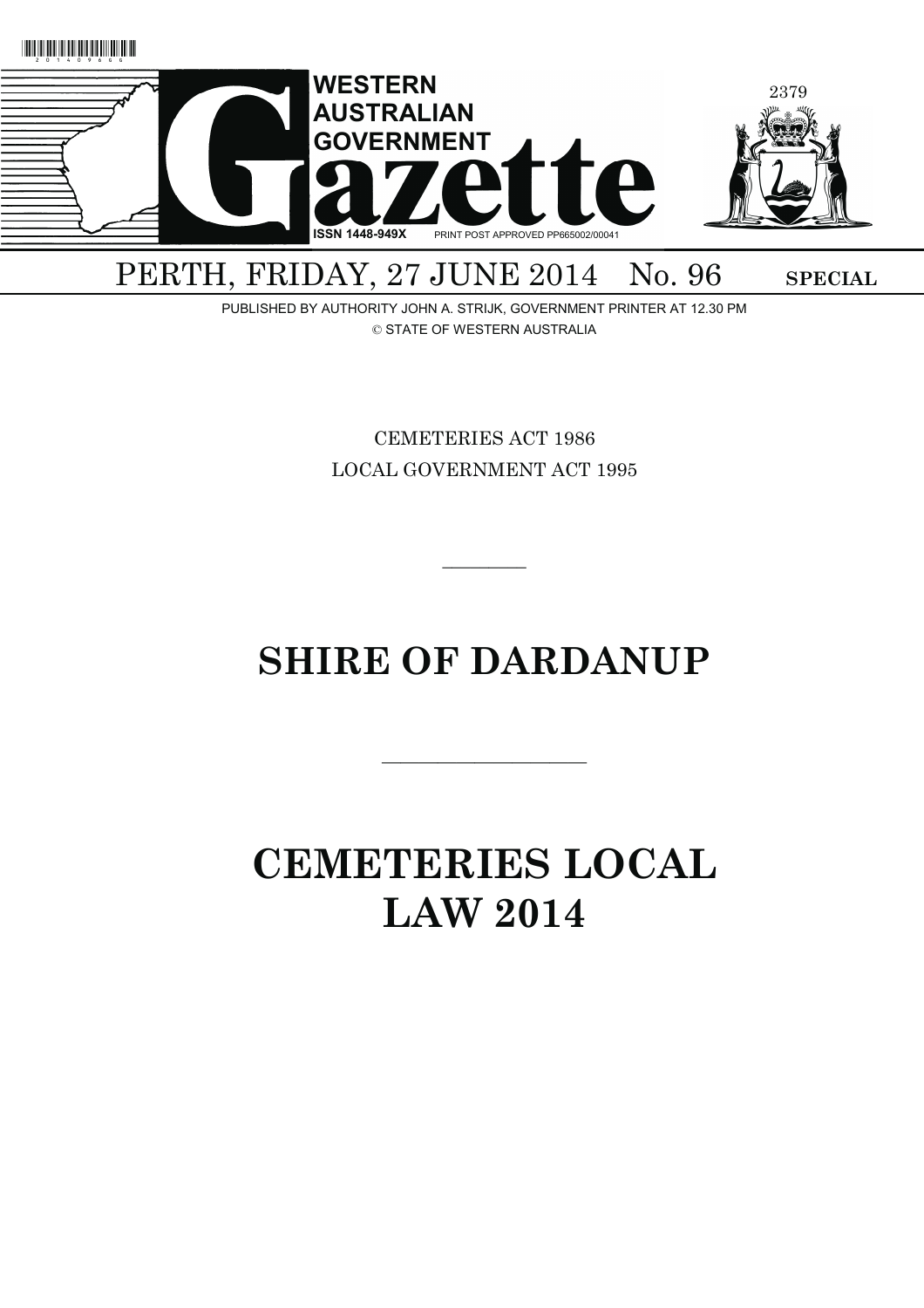# WESTERN AUSTRALIAN GOVERNMENT Gazette

ISSN 1448-949X PRINT POST APPROVED PP665002/00041

PERTH, FRIDAY, 27 JUNE 2014 No. 96 **SPECIAL**

PUBLISHED BY AUTHORITY JOHN A. STRIJK, GOVERNMENT PRINTER AT 12.30 PM

© STATE OF WESTERN AUSTRALIA

CEMETERIES ACT 1986

LOCAL GOVERNMENT ACT 1995

---

# SHIRE OF DARDANUP

---

# CEMETERIES LOCAL LAW 2014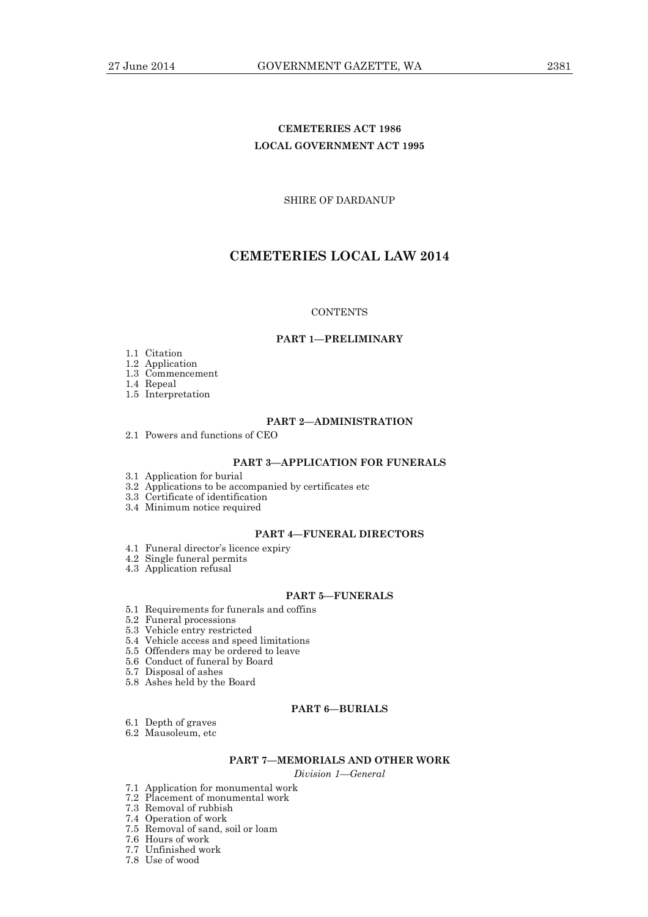**CEMETERIES ACT 1986**

**LOCAL GOVERNMENT ACT 1995**

SHIRE OF DARDANUP

# CEMETERIES LOCAL LAW 2014

CONTENTS

**PART 1—PRELIMINARY**

1.1 Citation
1.2 Application
1.3 Commencement
1.4 Repeal
1.5 Interpretation

**PART 2—ADMINISTRATION**

2.1 Powers and functions of CEO

**PART 3—APPLICATION FOR FUNERALS**

3.1 Application for burial
3.2 Applications to be accompanied by certificates etc
3.3 Certificate of identification
3.4 Minimum notice required

**PART 4—FUNERAL DIRECTORS**

4.1 Funeral director's licence expiry
4.2 Single funeral permits
4.3 Application refusal

**PART 5—FUNERALS**

5.1 Requirements for funerals and coffins
5.2 Funeral processions
5.3 Vehicle entry restricted
5.4 Vehicle access and speed limitations
5.5 Offenders may be ordered to leave
5.6 Conduct of funeral by Board
5.7 Disposal of ashes
5.8 Ashes held by the Board

**PART 6—BURIALS**

6.1 Depth of graves
6.2 Mausoleum, etc

**PART 7—MEMORIALS AND OTHER WORK**

*Division 1—General*

7.1 Application for monumental work
7.2 Placement of monumental work
7.3 Removal of rubbish
7.4 Operation of work
7.5 Removal of sand, soil or loam
7.6 Hours of work
7.7 Unfinished work
7.8 Use of wood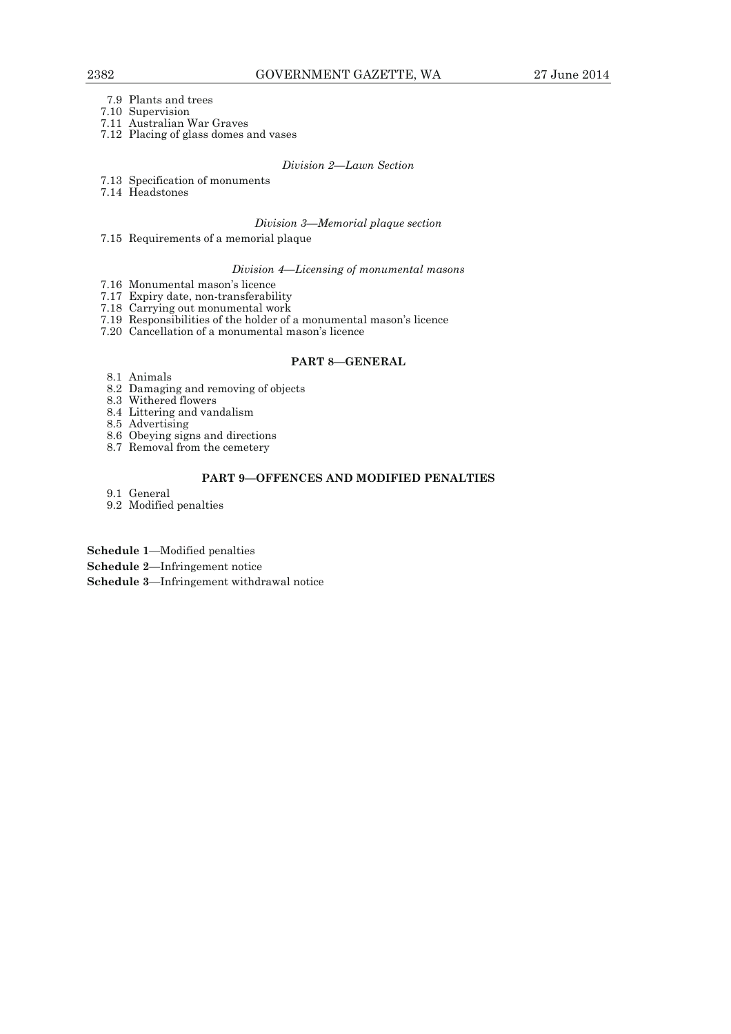7.9 Plants and trees
7.10 Supervision
7.11 Australian War Graves
7.12 Placing of glass domes and vases

*Division 2—Lawn Section*

7.13 Specification of monuments
7.14 Headstones

*Division 3—Memorial plaque section*

7.15 Requirements of a memorial plaque

*Division 4—Licensing of monumental masons*

7.16 Monumental mason's licence
7.17 Expiry date, non-transferability
7.18 Carrying out monumental work
7.19 Responsibilities of the holder of a monumental mason's licence
7.20 Cancellation of a monumental mason's licence

**PART 8—GENERAL**

8.1 Animals
8.2 Damaging and removing of objects
8.3 Withered flowers
8.4 Littering and vandalism
8.5 Advertising
8.6 Obeying signs and directions
8.7 Removal from the cemetery

**PART 9—OFFENCES AND MODIFIED PENALTIES**

9.1 General
9.2 Modified penalties

**Schedule 1**—Modified penalties

**Schedule 2**—Infringement notice

**Schedule 3**—Infringement withdrawal notice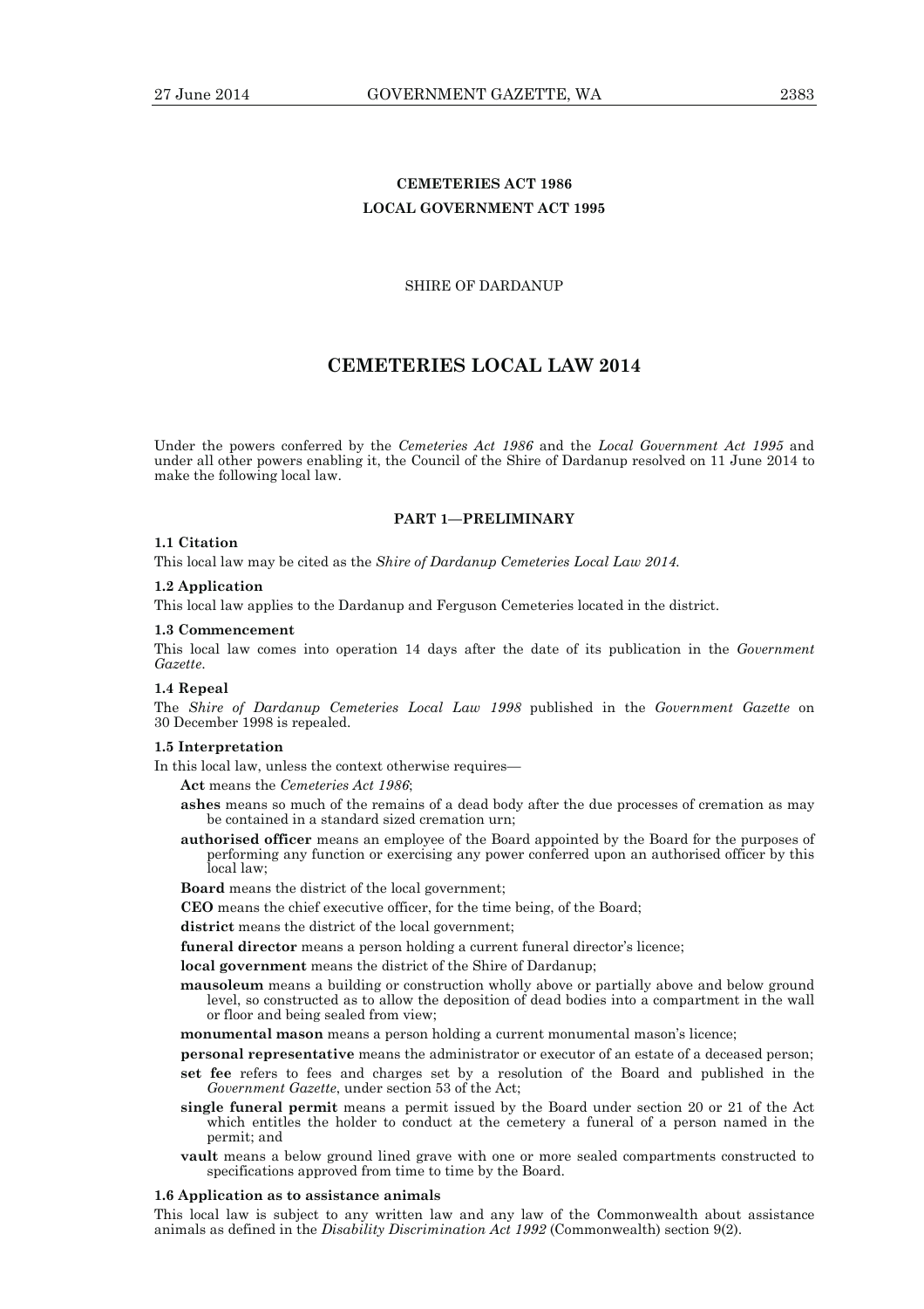# CEMETERIES ACT 1986
# LOCAL GOVERNMENT ACT 1995

SHIRE OF DARDANUP

## CEMETERIES LOCAL LAW 2014

Under the powers conferred by the *Cemeteries Act 1986* and the *Local Government Act 1995* and under all other powers enabling it, the Council of the Shire of Dardanup resolved on 11 June 2014 to make the following local law.

### PART 1—PRELIMINARY

**1.1 Citation**

This local law may be cited as the *Shire of Dardanup Cemeteries Local Law 2014*.

**1.2 Application**

This local law applies to the Dardanup and Ferguson Cemeteries located in the district.

**1.3 Commencement**

This local law comes into operation 14 days after the date of its publication in the *Government Gazette*.

**1.4 Repeal**

The *Shire of Dardanup Cemeteries Local Law 1998* published in the *Government Gazette* on 30 December 1998 is repealed.

**1.5 Interpretation**

In this local law, unless the context otherwise requires—

**Act** means the *Cemeteries Act 1986*;

**ashes** means so much of the remains of a dead body after the due processes of cremation as may be contained in a standard sized cremation urn;

**authorised officer** means an employee of the Board appointed by the Board for the purposes of performing any function or exercising any power conferred upon an authorised officer by this local law;

**Board** means the district of the local government;

**CEO** means the chief executive officer, for the time being, of the Board;

**district** means the district of the local government;

**funeral director** means a person holding a current funeral director's licence;

**local government** means the district of the Shire of Dardanup;

**mausoleum** means a building or construction wholly above or partially above and below ground level, so constructed as to allow the deposition of dead bodies into a compartment in the wall or floor and being sealed from view;

**monumental mason** means a person holding a current monumental mason's licence;

**personal representative** means the administrator or executor of an estate of a deceased person;

**set fee** refers to fees and charges set by a resolution of the Board and published in the *Government Gazette*, under section 53 of the Act;

**single funeral permit** means a permit issued by the Board under section 20 or 21 of the Act which entitles the holder to conduct at the cemetery a funeral of a person named in the permit; and

**vault** means a below ground lined grave with one or more sealed compartments constructed to specifications approved from time to time by the Board.

**1.6 Application as to assistance animals**

This local law is subject to any written law and any law of the Commonwealth about assistance animals as defined in the *Disability Discrimination Act 1992* (Commonwealth) section 9(2).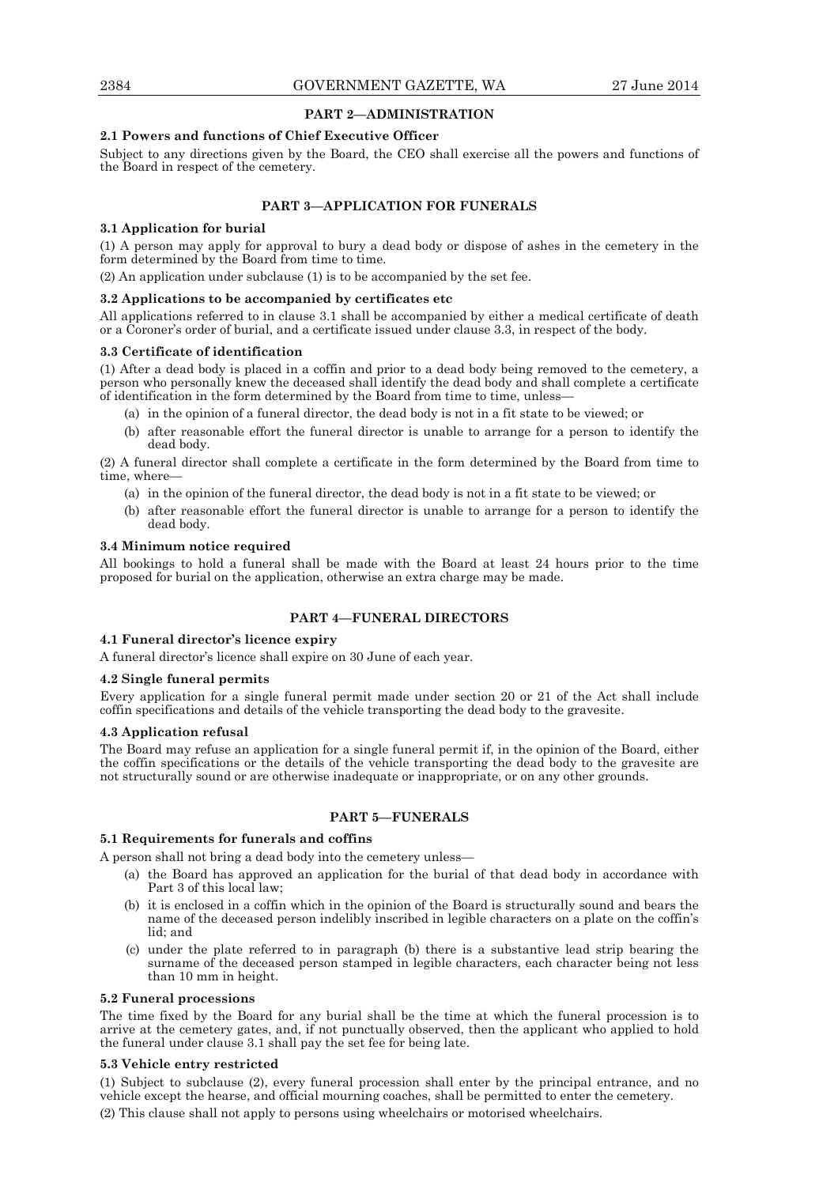## PART 2—ADMINISTRATION

### 2.1 Powers and functions of Chief Executive Officer

Subject to any directions given by the Board, the CEO shall exercise all the powers and functions of the Board in respect of the cemetery.

## PART 3—APPLICATION FOR FUNERALS

### 3.1 Application for burial

(1) A person may apply for approval to bury a dead body or dispose of ashes in the cemetery in the form determined by the Board from time to time.

(2) An application under subclause (1) is to be accompanied by the set fee.

### 3.2 Applications to be accompanied by certificates etc

All applications referred to in clause 3.1 shall be accompanied by either a medical certificate of death or a Coroner's order of burial, and a certificate issued under clause 3.3, in respect of the body.

### 3.3 Certificate of identification

(1) After a dead body is placed in a coffin and prior to a dead body being removed to the cemetery, a person who personally knew the deceased shall identify the dead body and shall complete a certificate of identification in the form determined by the Board from time to time, unless—

- (a) in the opinion of a funeral director, the dead body is not in a fit state to be viewed; or
- (b) after reasonable effort the funeral director is unable to arrange for a person to identify the dead body.

(2) A funeral director shall complete a certificate in the form determined by the Board from time to time, where—

- (a) in the opinion of the funeral director, the dead body is not in a fit state to be viewed; or
- (b) after reasonable effort the funeral director is unable to arrange for a person to identify the dead body.

### 3.4 Minimum notice required

All bookings to hold a funeral shall be made with the Board at least 24 hours prior to the time proposed for burial on the application, otherwise an extra charge may be made.

## PART 4—FUNERAL DIRECTORS

### 4.1 Funeral director's licence expiry

A funeral director's licence shall expire on 30 June of each year.

### 4.2 Single funeral permits

Every application for a single funeral permit made under section 20 or 21 of the Act shall include coffin specifications and details of the vehicle transporting the dead body to the gravesite.

### 4.3 Application refusal

The Board may refuse an application for a single funeral permit if, in the opinion of the Board, either the coffin specifications or the details of the vehicle transporting the dead body to the gravesite are not structurally sound or are otherwise inadequate or inappropriate, or on any other grounds.

## PART 5—FUNERALS

### 5.1 Requirements for funerals and coffins

A person shall not bring a dead body into the cemetery unless—

- (a) the Board has approved an application for the burial of that dead body in accordance with Part 3 of this local law;
- (b) it is enclosed in a coffin which in the opinion of the Board is structurally sound and bears the name of the deceased person indelibly inscribed in legible characters on a plate on the coffin's lid; and
- (c) under the plate referred to in paragraph (b) there is a substantive lead strip bearing the surname of the deceased person stamped in legible characters, each character being not less than 10 mm in height.

### 5.2 Funeral processions

The time fixed by the Board for any burial shall be the time at which the funeral procession is to arrive at the cemetery gates, and, if not punctually observed, then the applicant who applied to hold the funeral under clause 3.1 shall pay the set fee for being late.

### 5.3 Vehicle entry restricted

(1) Subject to subclause (2), every funeral procession shall enter by the principal entrance, and no vehicle except the hearse, and official mourning coaches, shall be permitted to enter the cemetery.

(2) This clause shall not apply to persons using wheelchairs or motorised wheelchairs.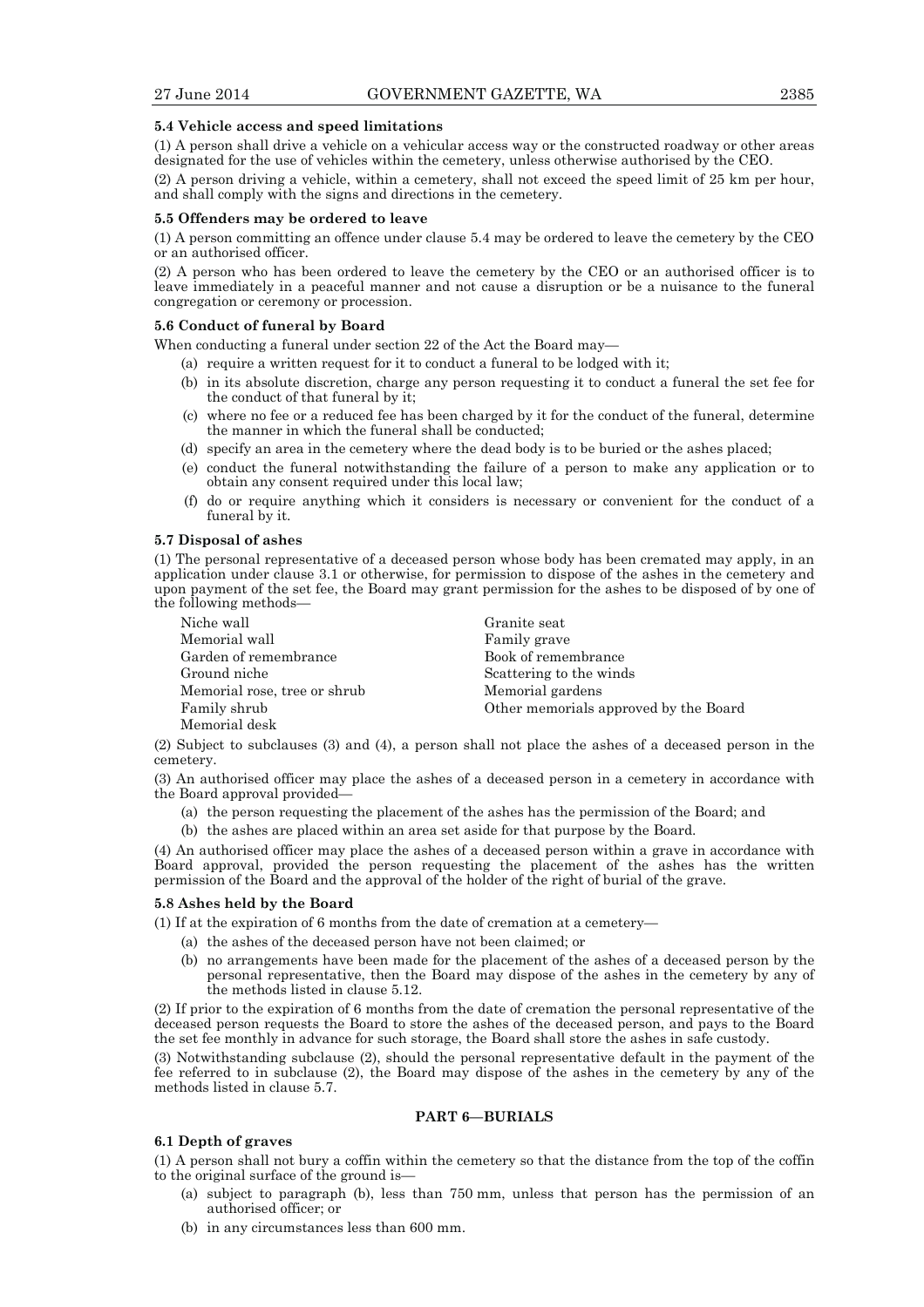**5.4 Vehicle access and speed limitations**

(1) A person shall drive a vehicle on a vehicular access way or the constructed roadway or other areas designated for the use of vehicles within the cemetery, unless otherwise authorised by the CEO.

(2) A person driving a vehicle, within a cemetery, shall not exceed the speed limit of 25 km per hour, and shall comply with the signs and directions in the cemetery.

**5.5 Offenders may be ordered to leave**

(1) A person committing an offence under clause 5.4 may be ordered to leave the cemetery by the CEO or an authorised officer.

(2) A person who has been ordered to leave the cemetery by the CEO or an authorised officer is to leave immediately in a peaceful manner and not cause a disruption or be a nuisance to the funeral congregation or ceremony or procession.

**5.6 Conduct of funeral by Board**

When conducting a funeral under section 22 of the Act the Board may—

(a) require a written request for it to conduct a funeral to be lodged with it;

(b) in its absolute discretion, charge any person requesting it to conduct a funeral the set fee for the conduct of that funeral by it;

(c) where no fee or a reduced fee has been charged by it for the conduct of the funeral, determine the manner in which the funeral shall be conducted;

(d) specify an area in the cemetery where the dead body is to be buried or the ashes placed;

(e) conduct the funeral notwithstanding the failure of a person to make any application or to obtain any consent required under this local law;

(f) do or require anything which it considers is necessary or convenient for the conduct of a funeral by it.

**5.7 Disposal of ashes**

(1) The personal representative of a deceased person whose body has been cremated may apply, in an application under clause 3.1 or otherwise, for permission to dispose of the ashes in the cemetery and upon payment of the set fee, the Board may grant permission for the ashes to be disposed of by one of the following methods—

Niche wall
Memorial wall
Garden of remembrance
Ground niche
Memorial rose, tree or shrub
Family shrub
Memorial desk
Granite seat
Family grave
Book of remembrance
Scattering to the winds
Memorial gardens
Other memorials approved by the Board

(2) Subject to subclauses (3) and (4), a person shall not place the ashes of a deceased person in the cemetery.

(3) An authorised officer may place the ashes of a deceased person in a cemetery in accordance with the Board approval provided—

(a) the person requesting the placement of the ashes has the permission of the Board; and

(b) the ashes are placed within an area set aside for that purpose by the Board.

(4) An authorised officer may place the ashes of a deceased person within a grave in accordance with Board approval, provided the person requesting the placement of the ashes has the written permission of the Board and the approval of the holder of the right of burial of the grave.

**5.8 Ashes held by the Board**

(1) If at the expiration of 6 months from the date of cremation at a cemetery—

(a) the ashes of the deceased person have not been claimed; or

(b) no arrangements have been made for the placement of the ashes of a deceased person by the personal representative, then the Board may dispose of the ashes in the cemetery by any of the methods listed in clause 5.12.

(2) If prior to the expiration of 6 months from the date of cremation the personal representative of the deceased person requests the Board to store the ashes of the deceased person, and pays to the Board the set fee monthly in advance for such storage, the Board shall store the ashes in safe custody.

(3) Notwithstanding subclause (2), should the personal representative default in the payment of the fee referred to in subclause (2), the Board may dispose of the ashes in the cemetery by any of the methods listed in clause 5.7.

## PART 6—BURIALS

**6.1 Depth of graves**

(1) A person shall not bury a coffin within the cemetery so that the distance from the top of the coffin to the original surface of the ground is—

(a) subject to paragraph (b), less than 750 mm, unless that person has the permission of an authorised officer; or

(b) in any circumstances less than 600 mm.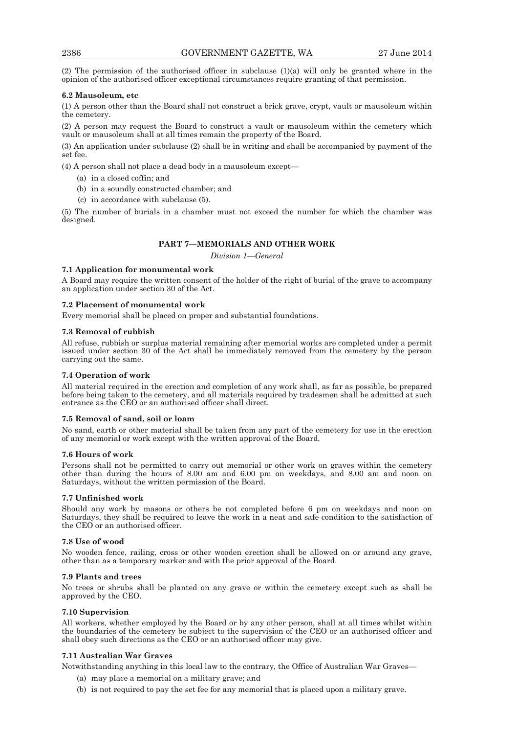(2) The permission of the authorised officer in subclause (1)(a) will only be granted where in the opinion of the authorised officer exceptional circumstances require granting of that permission.

**6.2 Mausoleum, etc**

(1) A person other than the Board shall not construct a brick grave, crypt, vault or mausoleum within the cemetery.

(2) A person may request the Board to construct a vault or mausoleum within the cemetery which vault or mausoleum shall at all times remain the property of the Board.

(3) An application under subclause (2) shall be in writing and shall be accompanied by payment of the set fee.

(4) A person shall not place a dead body in a mausoleum except—

- (a) in a closed coffin; and
- (b) in a soundly constructed chamber; and
- (c) in accordance with subclause (5).

(5) The number of burials in a chamber must not exceed the number for which the chamber was designed.

## PART 7—MEMORIALS AND OTHER WORK

*Division 1—General*

**7.1 Application for monumental work**

A Board may require the written consent of the holder of the right of burial of the grave to accompany an application under section 30 of the Act.

**7.2 Placement of monumental work**

Every memorial shall be placed on proper and substantial foundations.

**7.3 Removal of rubbish**

All refuse, rubbish or surplus material remaining after memorial works are completed under a permit issued under section 30 of the Act shall be immediately removed from the cemetery by the person carrying out the same.

**7.4 Operation of work**

All material required in the erection and completion of any work shall, as far as possible, be prepared before being taken to the cemetery, and all materials required by tradesmen shall be admitted at such entrance as the CEO or an authorised officer shall direct.

**7.5 Removal of sand, soil or loam**

No sand, earth or other material shall be taken from any part of the cemetery for use in the erection of any memorial or work except with the written approval of the Board.

**7.6 Hours of work**

Persons shall not be permitted to carry out memorial or other work on graves within the cemetery other than during the hours of 8.00 am and 6.00 pm on weekdays, and 8.00 am and noon on Saturdays, without the written permission of the Board.

**7.7 Unfinished work**

Should any work by masons or others be not completed before 6 pm on weekdays and noon on Saturdays, they shall be required to leave the work in a neat and safe condition to the satisfaction of the CEO or an authorised officer.

**7.8 Use of wood**

No wooden fence, railing, cross or other wooden erection shall be allowed on or around any grave, other than as a temporary marker and with the prior approval of the Board.

**7.9 Plants and trees**

No trees or shrubs shall be planted on any grave or within the cemetery except such as shall be approved by the CEO.

**7.10 Supervision**

All workers, whether employed by the Board or by any other person, shall at all times whilst within the boundaries of the cemetery be subject to the supervision of the CEO or an authorised officer and shall obey such directions as the CEO or an authorised officer may give.

**7.11 Australian War Graves**

Notwithstanding anything in this local law to the contrary, the Office of Australian War Graves—

- (a) may place a memorial on a military grave; and
- (b) is not required to pay the set fee for any memorial that is placed upon a military grave.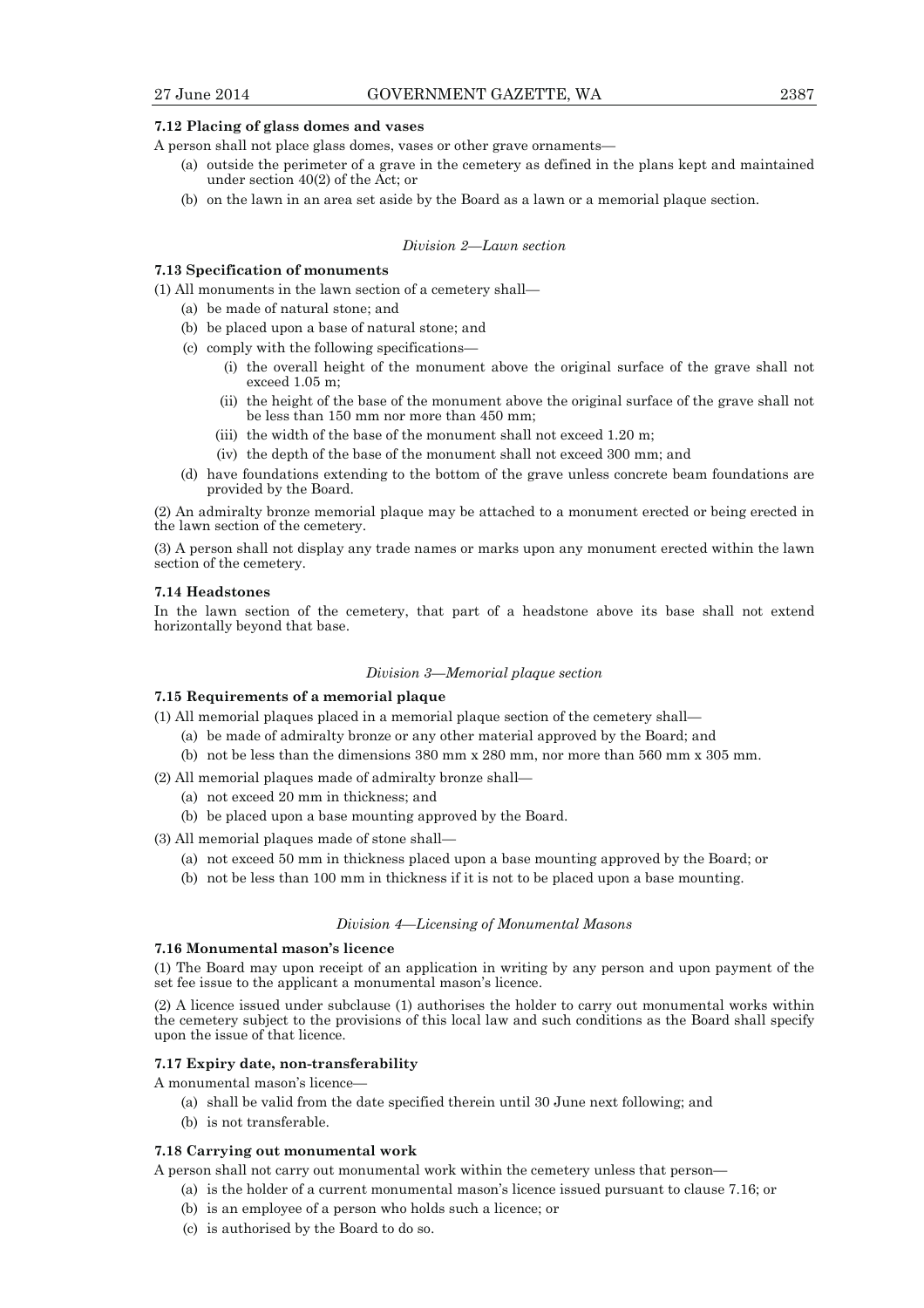**7.12 Placing of glass domes and vases**

A person shall not place glass domes, vases or other grave ornaments—

(a) outside the perimeter of a grave in the cemetery as defined in the plans kept and maintained under section 40(2) of the Act; or

(b) on the lawn in an area set aside by the Board as a lawn or a memorial plaque section.

*Division 2—Lawn section*

**7.13 Specification of monuments**

(1) All monuments in the lawn section of a cemetery shall—

(a) be made of natural stone; and

(b) be placed upon a base of natural stone; and

(c) comply with the following specifications—

(i) the overall height of the monument above the original surface of the grave shall not exceed 1.05 m;

(ii) the height of the base of the monument above the original surface of the grave shall not be less than 150 mm nor more than 450 mm;

(iii) the width of the base of the monument shall not exceed 1.20 m;

(iv) the depth of the base of the monument shall not exceed 300 mm; and

(d) have foundations extending to the bottom of the grave unless concrete beam foundations are provided by the Board.

(2) An admiralty bronze memorial plaque may be attached to a monument erected or being erected in the lawn section of the cemetery.

(3) A person shall not display any trade names or marks upon any monument erected within the lawn section of the cemetery.

**7.14 Headstones**

In the lawn section of the cemetery, that part of a headstone above its base shall not extend horizontally beyond that base.

*Division 3—Memorial plaque section*

**7.15 Requirements of a memorial plaque**

(1) All memorial plaques placed in a memorial plaque section of the cemetery shall—

(a) be made of admiralty bronze or any other material approved by the Board; and

(b) not be less than the dimensions 380 mm x 280 mm, nor more than 560 mm x 305 mm.

(2) All memorial plaques made of admiralty bronze shall—

(a) not exceed 20 mm in thickness; and

(b) be placed upon a base mounting approved by the Board.

(3) All memorial plaques made of stone shall—

(a) not exceed 50 mm in thickness placed upon a base mounting approved by the Board; or

(b) not be less than 100 mm in thickness if it is not to be placed upon a base mounting.

*Division 4—Licensing of Monumental Masons*

**7.16 Monumental mason's licence**

(1) The Board may upon receipt of an application in writing by any person and upon payment of the set fee issue to the applicant a monumental mason's licence.

(2) A licence issued under subclause (1) authorises the holder to carry out monumental works within the cemetery subject to the provisions of this local law and such conditions as the Board shall specify upon the issue of that licence.

**7.17 Expiry date, non-transferability**

A monumental mason's licence—

(a) shall be valid from the date specified therein until 30 June next following; and

(b) is not transferable.

**7.18 Carrying out monumental work**

A person shall not carry out monumental work within the cemetery unless that person—

(a) is the holder of a current monumental mason's licence issued pursuant to clause 7.16; or

(b) is an employee of a person who holds such a licence; or

(c) is authorised by the Board to do so.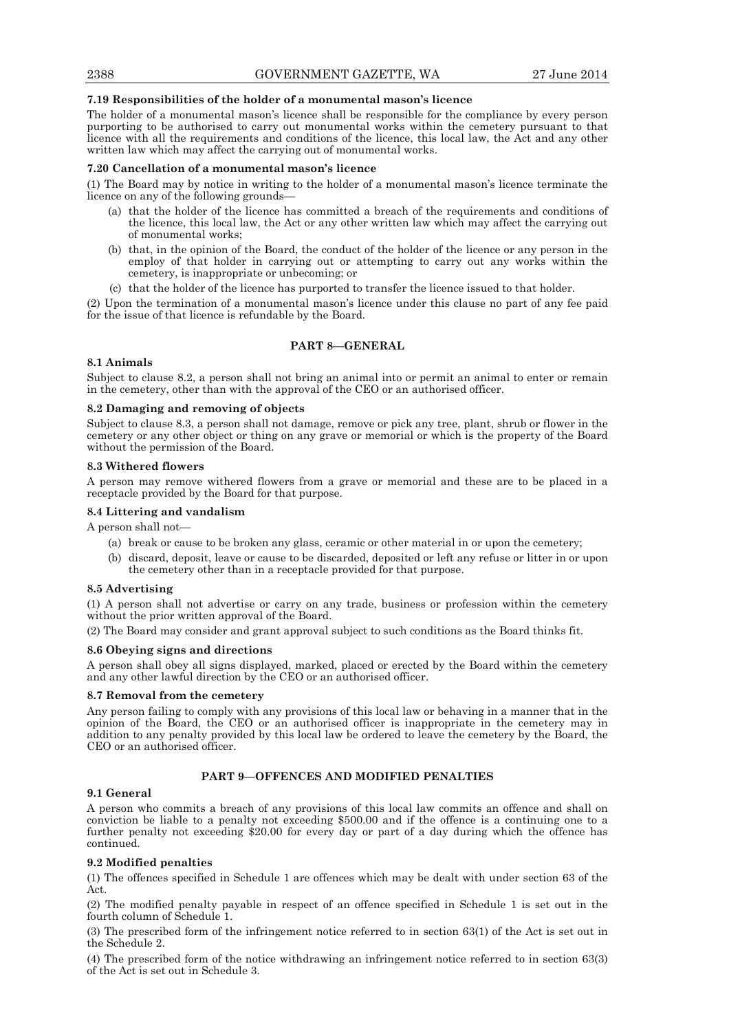### 7.19 Responsibilities of the holder of a monumental mason's licence

The holder of a monumental mason's licence shall be responsible for the compliance by every person purporting to be authorised to carry out monumental works within the cemetery pursuant to that licence with all the requirements and conditions of the licence, this local law, the Act and any other written law which may affect the carrying out of monumental works.

### 7.20 Cancellation of a monumental mason's licence

(1) The Board may by notice in writing to the holder of a monumental mason's licence terminate the licence on any of the following grounds—

- (a) that the holder of the licence has committed a breach of the requirements and conditions of the licence, this local law, the Act or any other written law which may affect the carrying out of monumental works;
- (b) that, in the opinion of the Board, the conduct of the holder of the licence or any person in the employ of that holder in carrying out or attempting to carry out any works within the cemetery, is inappropriate or unbecoming; or
- (c) that the holder of the licence has purported to transfer the licence issued to that holder.

(2) Upon the termination of a monumental mason's licence under this clause no part of any fee paid for the issue of that licence is refundable by the Board.

## PART 8—GENERAL

### 8.1 Animals

Subject to clause 8.2, a person shall not bring an animal into or permit an animal to enter or remain in the cemetery, other than with the approval of the CEO or an authorised officer.

### 8.2 Damaging and removing of objects

Subject to clause 8.3, a person shall not damage, remove or pick any tree, plant, shrub or flower in the cemetery or any other object or thing on any grave or memorial or which is the property of the Board without the permission of the Board.

### 8.3 Withered flowers

A person may remove withered flowers from a grave or memorial and these are to be placed in a receptacle provided by the Board for that purpose.

### 8.4 Littering and vandalism

A person shall not—

- (a) break or cause to be broken any glass, ceramic or other material in or upon the cemetery;
- (b) discard, deposit, leave or cause to be discarded, deposited or left any refuse or litter in or upon the cemetery other than in a receptacle provided for that purpose.

### 8.5 Advertising

(1) A person shall not advertise or carry on any trade, business or profession within the cemetery without the prior written approval of the Board.

(2) The Board may consider and grant approval subject to such conditions as the Board thinks fit.

### 8.6 Obeying signs and directions

A person shall obey all signs displayed, marked, placed or erected by the Board within the cemetery and any other lawful direction by the CEO or an authorised officer.

### 8.7 Removal from the cemetery

Any person failing to comply with any provisions of this local law or behaving in a manner that in the opinion of the Board, the CEO or an authorised officer is inappropriate in the cemetery may in addition to any penalty provided by this local law be ordered to leave the cemetery by the Board, the CEO or an authorised officer.

## PART 9—OFFENCES AND MODIFIED PENALTIES

### 9.1 General

A person who commits a breach of any provisions of this local law commits an offence and shall on conviction be liable to a penalty not exceeding $500.00 and if the offence is a continuing one to a further penalty not exceeding $20.00 for every day or part of a day during which the offence has continued.

### 9.2 Modified penalties

(1) The offences specified in Schedule 1 are offences which may be dealt with under section 63 of the Act.

(2) The modified penalty payable in respect of an offence specified in Schedule 1 is set out in the fourth column of Schedule 1.

(3) The prescribed form of the infringement notice referred to in section 63(1) of the Act is set out in the Schedule 2.

(4) The prescribed form of the notice withdrawing an infringement notice referred to in section 63(3) of the Act is set out in Schedule 3.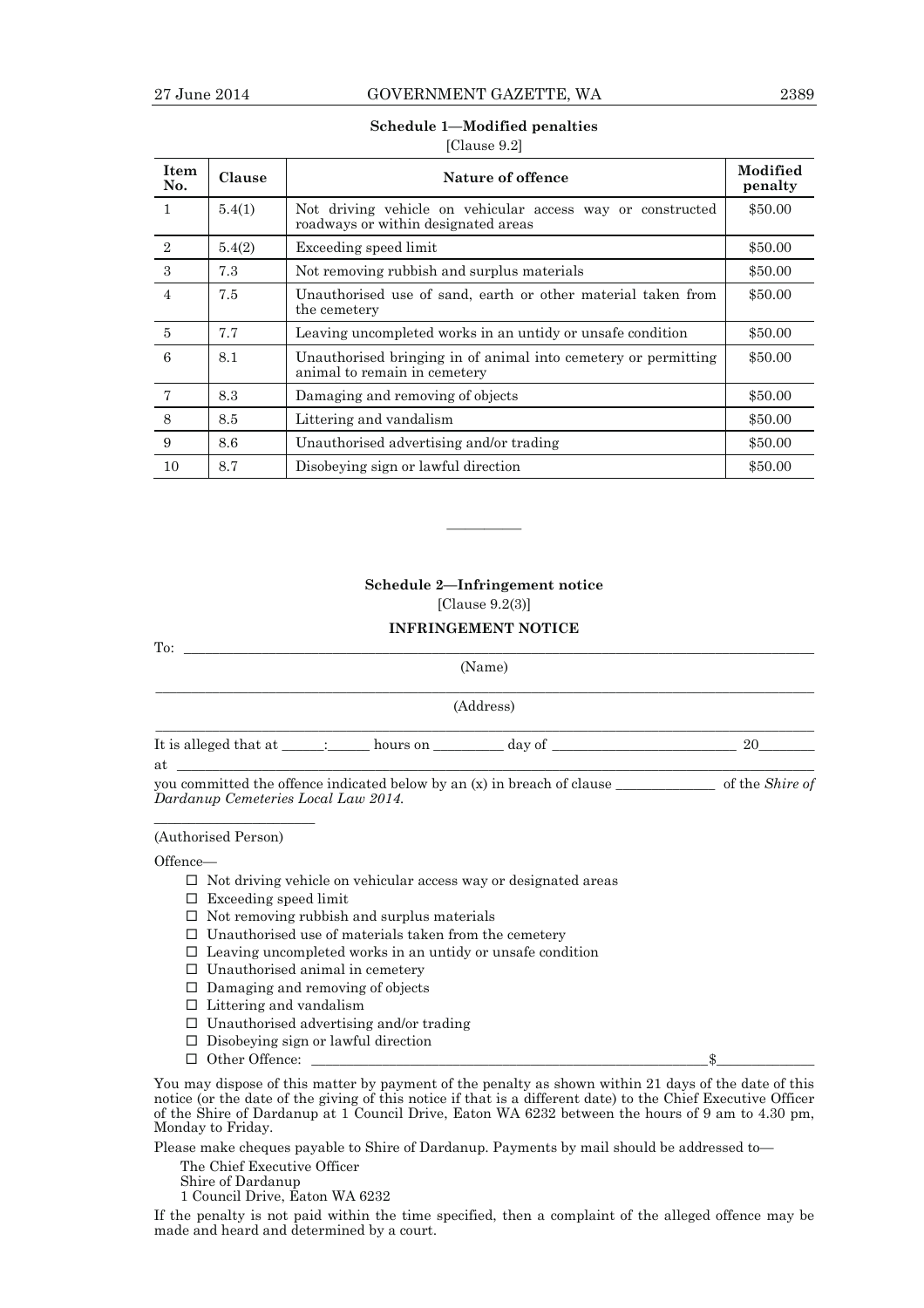## Schedule 1—Modified penalties

[Clause 9.2]

| Item No. | Clause | Nature of offence | Modified penalty |
|---|---|---|---|
| 1 | 5.4(1) | Not driving vehicle on vehicular access way or constructed roadways or within designated areas | $50.00 |
| 2 | 5.4(2) | Exceeding speed limit | $50.00 |
| 3 | 7.3 | Not removing rubbish and surplus materials | $50.00 |
| 4 | 7.5 | Unauthorised use of sand, earth or other material taken from the cemetery | $50.00 |
| 5 | 7.7 | Leaving uncompleted works in an untidy or unsafe condition | $50.00 |
| 6 | 8.1 | Unauthorised bringing in of animal into cemetery or permitting animal to remain in cemetery | $50.00 |
| 7 | 8.3 | Damaging and removing of objects | $50.00 |
| 8 | 8.5 | Littering and vandalism | $50.00 |
| 9 | 8.6 | Unauthorised advertising and/or trading | $50.00 |
| 10 | 8.7 | Disobeying sign or lawful direction | $50.00 |

————

## Schedule 2—Infringement notice

[Clause 9.2(3)]

### INFRINGEMENT NOTICE

To: ____________________________________________

(Name)

____________________________________________

(Address)

____________________________________________

It is alleged that at ______:______ hours on __________ day of __________________________ 20________

at ____________________________________________

you committed the offence indicated below by an (x) in breach of clause ______________ of the *Shire of Dardanup Cemeteries Local Law 2014.*

________________________

(Authorised Person)

Offence—

- ☐ Not driving vehicle on vehicular access way or designated areas
- ☐ Exceeding speed limit
- ☐ Not removing rubbish and surplus materials
- ☐ Unauthorised use of materials taken from the cemetery
- ☐ Leaving uncompleted works in an untidy or unsafe condition
- ☐ Unauthorised animal in cemetery
- ☐ Damaging and removing of objects
- ☐ Littering and vandalism
- ☐ Unauthorised advertising and/or trading
- ☐ Disobeying sign or lawful direction
- ☐ Other Offence: ____________________________________________$______________

You may dispose of this matter by payment of the penalty as shown within 21 days of the date of this notice (or the date of the giving of this notice if that is a different date) to the Chief Executive Officer of the Shire of Dardanup at 1 Council Drive, Eaton WA 6232 between the hours of 9 am to 4.30 pm, Monday to Friday.

Please make cheques payable to Shire of Dardanup. Payments by mail should be addressed to—

The Chief Executive Officer
Shire of Dardanup
1 Council Drive, Eaton WA 6232

If the penalty is not paid within the time specified, then a complaint of the alleged offence may be made and heard and determined by a court.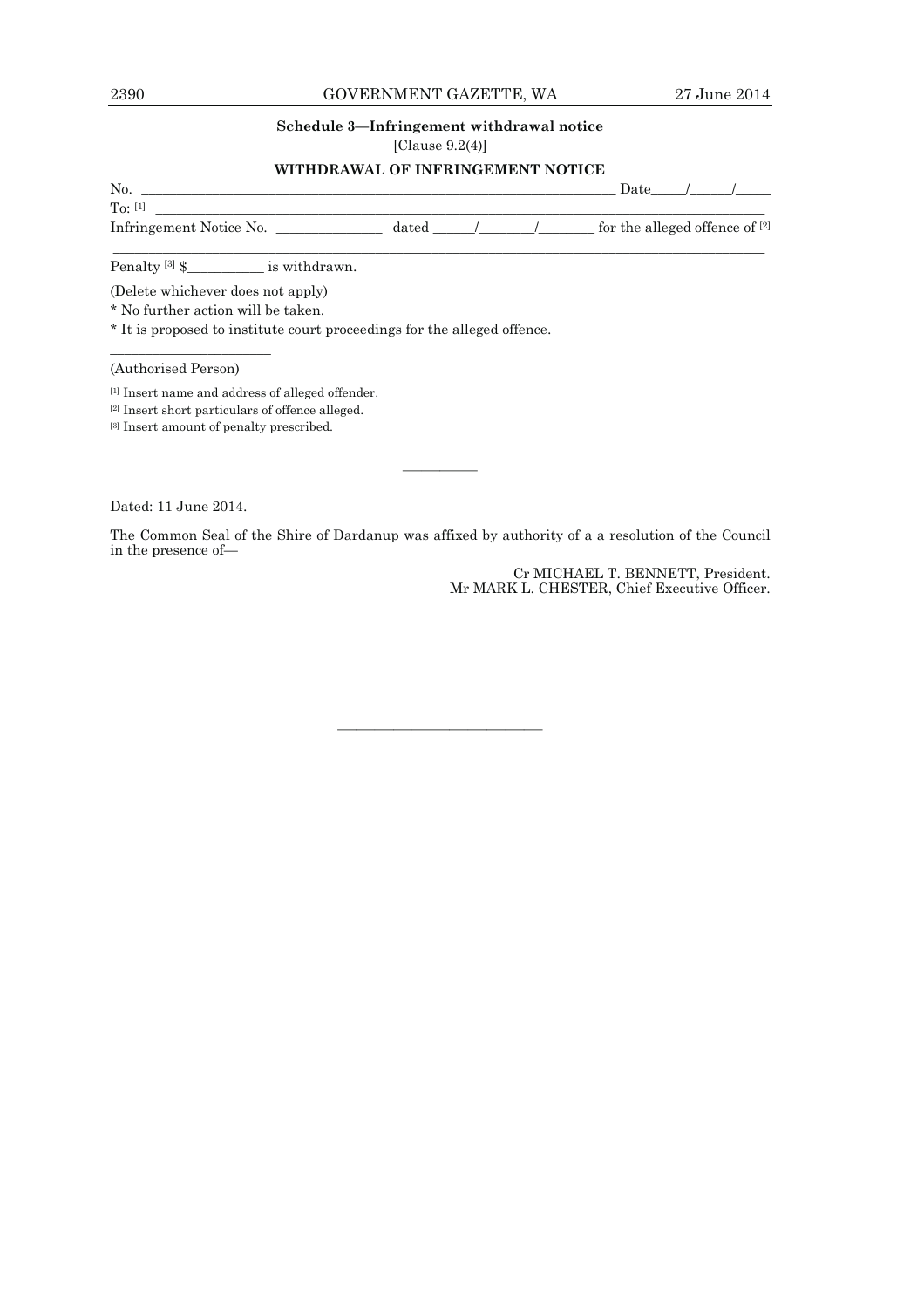**Schedule 3—Infringement withdrawal notice**

[Clause 9.2(4)]

**WITHDRAWAL OF INFRINGEMENT NOTICE**

No. ____________________________________________________________ Date_____/______/_____

To: [1] ______________________________________________________________________________

Infringement Notice No. ______________ dated ______/________/________ for the alleged offence of [2]

______________________________________________________________________________

Penalty [3] $__________ is withdrawn.

(Delete whichever does not apply)

* No further action will be taken.

* It is proposed to institute court proceedings for the alleged offence.

______________________

(Authorised Person)

[1] Insert name and address of alleged offender.

[2] Insert short particulars of offence alleged.

[3] Insert amount of penalty prescribed.

---

Dated: 11 June 2014.

The Common Seal of the Shire of Dardanup was affixed by authority of a a resolution of the Council in the presence of—

Cr MICHAEL T. BENNETT, President.
Mr MARK L. CHESTER, Chief Executive Officer.

---